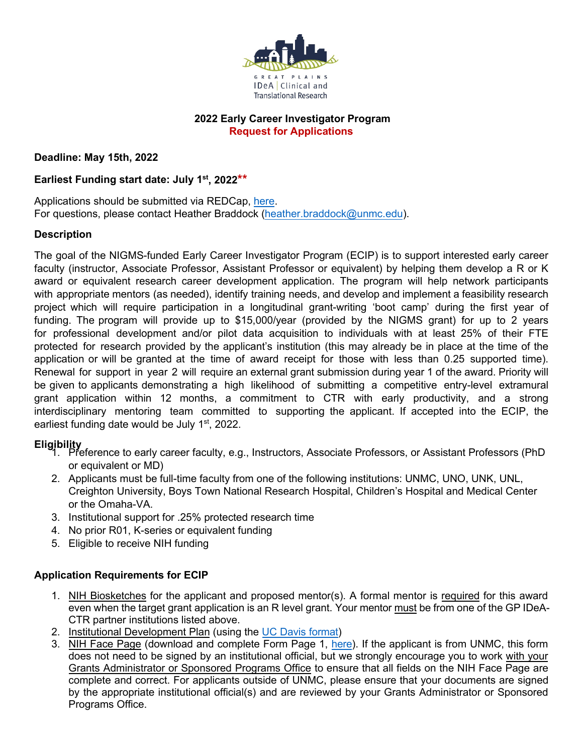GREAT PLAINS IDeA | Clinical and Translational Research

# 2022 Early Career Investigator Program

## Request for Applications

**Deadline: May 15th, 2022**

**Earliest Funding start date: July 1st, 2022\*\***

Applications should be submitted via REDCap, here.
For questions, please contact Heather Braddock (heather.braddock@unmc.edu).

### Description

The goal of the NIGMS-funded Early Career Investigator Program (ECIP) is to support interested early career faculty (instructor, Associate Professor, Assistant Professor or equivalent) by helping them develop a R or K award or equivalent research career development application. The program will help network participants with appropriate mentors (as needed), identify training needs, and develop and implement a feasibility research project which will require participation in a longitudinal grant-writing 'boot camp' during the first year of funding. The program will provide up to $15,000/year (provided by the NIGMS grant) for up to 2 years for professional development and/or pilot data acquisition to individuals with at least 25% of their FTE protected for research provided by the applicant's institution (this may already be in place at the time of the application or will be granted at the time of award receipt for those with less than 0.25 supported time). Renewal for support in year 2 will require an external grant submission during year 1 of the award. Priority will be given to applicants demonstrating a high likelihood of submitting a competitive entry-level extramural grant application within 12 months, a commitment to CTR with early productivity, and a strong interdisciplinary mentoring team committed to supporting the applicant. If accepted into the ECIP, the earliest funding date would be July 1st, 2022.

### Eligibility

1. Preference to early career faculty, e.g., Instructors, Associate Professors, or Assistant Professors (PhD or equivalent or MD)
2. Applicants must be full-time faculty from one of the following institutions: UNMC, UNO, UNK, UNL, Creighton University, Boys Town National Research Hospital, Children's Hospital and Medical Center or the Omaha-VA.
3. Institutional support for .25% protected research time
4. No prior R01, K-series or equivalent funding
5. Eligible to receive NIH funding

### Application Requirements for ECIP

1. NIH Biosketches for the applicant and proposed mentor(s). A formal mentor is required for this award even when the target grant application is an R level grant. Your mentor must be from one of the GP IDeA-CTR partner institutions listed above.
2. Institutional Development Plan (using the UC Davis format)
3. NIH Face Page (download and complete Form Page 1, here). If the applicant is from UNMC, this form does not need to be signed by an institutional official, but we strongly encourage you to work with your Grants Administrator or Sponsored Programs Office to ensure that all fields on the NIH Face Page are complete and correct. For applicants outside of UNMC, please ensure that your documents are signed by the appropriate institutional official(s) and are reviewed by your Grants Administrator or Sponsored Programs Office.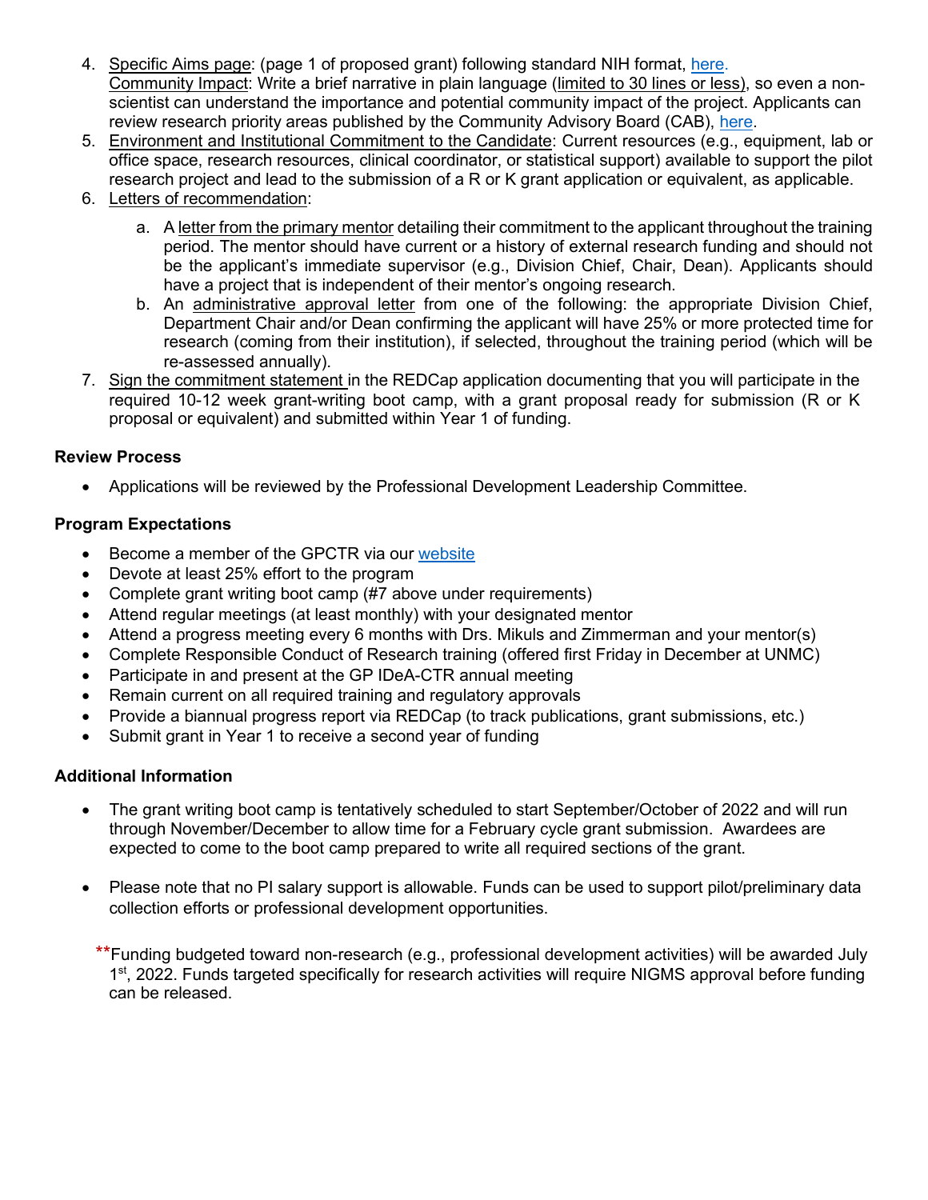4. Specific Aims page: (page 1 of proposed grant) following standard NIH format, here.
   Community Impact: Write a brief narrative in plain language (limited to 30 lines or less), so even a non-scientist can understand the importance and potential community impact of the project. Applicants can review research priority areas published by the Community Advisory Board (CAB), here.
5. Environment and Institutional Commitment to the Candidate: Current resources (e.g., equipment, lab or office space, research resources, clinical coordinator, or statistical support) available to support the pilot research project and lead to the submission of a R or K grant application or equivalent, as applicable.
6. Letters of recommendation:
   a. A letter from the primary mentor detailing their commitment to the applicant throughout the training period. The mentor should have current or a history of external research funding and should not be the applicant's immediate supervisor (e.g., Division Chief, Chair, Dean). Applicants should have a project that is independent of their mentor's ongoing research.
   b. An administrative approval letter from one of the following: the appropriate Division Chief, Department Chair and/or Dean confirming the applicant will have 25% or more protected time for research (coming from their institution), if selected, throughout the training period (which will be re-assessed annually).
7. Sign the commitment statement in the REDCap application documenting that you will participate in the required 10-12 week grant-writing boot camp, with a grant proposal ready for submission (R or K proposal or equivalent) and submitted within Year 1 of funding.

**Review Process**

- Applications will be reviewed by the Professional Development Leadership Committee.

**Program Expectations**

- Become a member of the GPCTR via our website
- Devote at least 25% effort to the program
- Complete grant writing boot camp (#7 above under requirements)
- Attend regular meetings (at least monthly) with your designated mentor
- Attend a progress meeting every 6 months with Drs. Mikuls and Zimmerman and your mentor(s)
- Complete Responsible Conduct of Research training (offered first Friday in December at UNMC)
- Participate in and present at the GP IDeA-CTR annual meeting
- Remain current on all required training and regulatory approvals
- Provide a biannual progress report via REDCap (to track publications, grant submissions, etc.)
- Submit grant in Year 1 to receive a second year of funding

**Additional Information**

- The grant writing boot camp is tentatively scheduled to start September/October of 2022 and will run through November/December to allow time for a February cycle grant submission. Awardees are expected to come to the boot camp prepared to write all required sections of the grant.

- Please note that no PI salary support is allowable. Funds can be used to support pilot/preliminary data collection efforts or professional development opportunities.

**Funding budgeted toward non-research (e.g., professional development activities) will be awarded July 1st, 2022. Funds targeted specifically for research activities will require NIGMS approval before funding can be released.